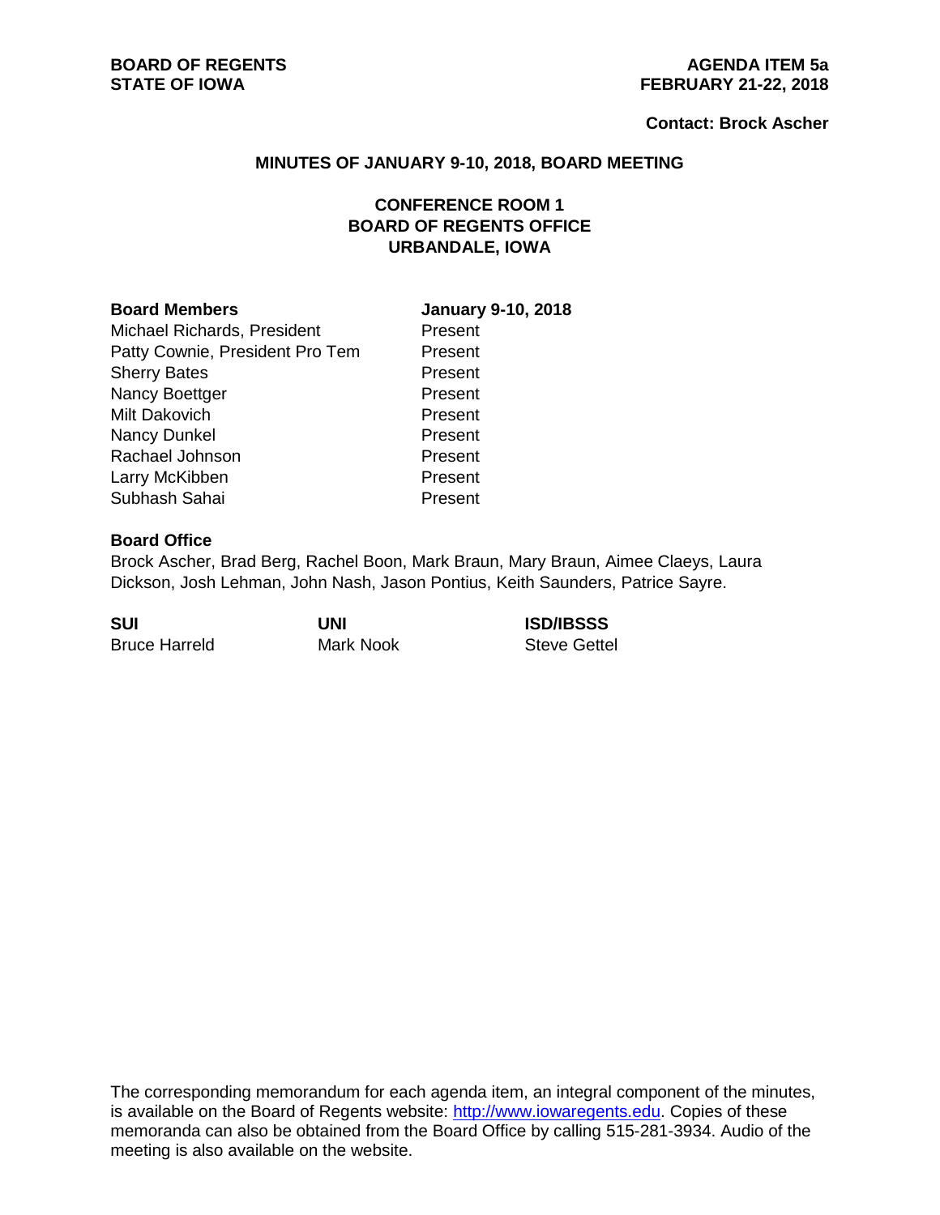**BOARD OF REGENTS**
**STATE OF IOWA**

**AGENDA ITEM 5a**
**FEBRUARY 21-22, 2018**

**Contact: Brock Ascher**

## MINUTES OF JANUARY 9-10, 2018, BOARD MEETING

### CONFERENCE ROOM 1
### BOARD OF REGENTS OFFICE
### URBANDALE, IOWA

| Board Members | January 9-10, 2018 |
|---|---|
| Michael Richards, President | Present |
| Patty Cownie, President Pro Tem | Present |
| Sherry Bates | Present |
| Nancy Boettger | Present |
| Milt Dakovich | Present |
| Nancy Dunkel | Present |
| Rachael Johnson | Present |
| Larry McKibben | Present |
| Subhash Sahai | Present |

**Board Office**

Brock Ascher, Brad Berg, Rachel Boon, Mark Braun, Mary Braun, Aimee Claeys, Laura Dickson, Josh Lehman, John Nash, Jason Pontius, Keith Saunders, Patrice Sayre.

| SUI | UNI | ISD/IBSSS |
|---|---|---|
| Bruce Harreld | Mark Nook | Steve Gettel |

The corresponding memorandum for each agenda item, an integral component of the minutes, is available on the Board of Regents website: http://www.iowaregents.edu. Copies of these memoranda can also be obtained from the Board Office by calling 515-281-3934. Audio of the meeting is also available on the website.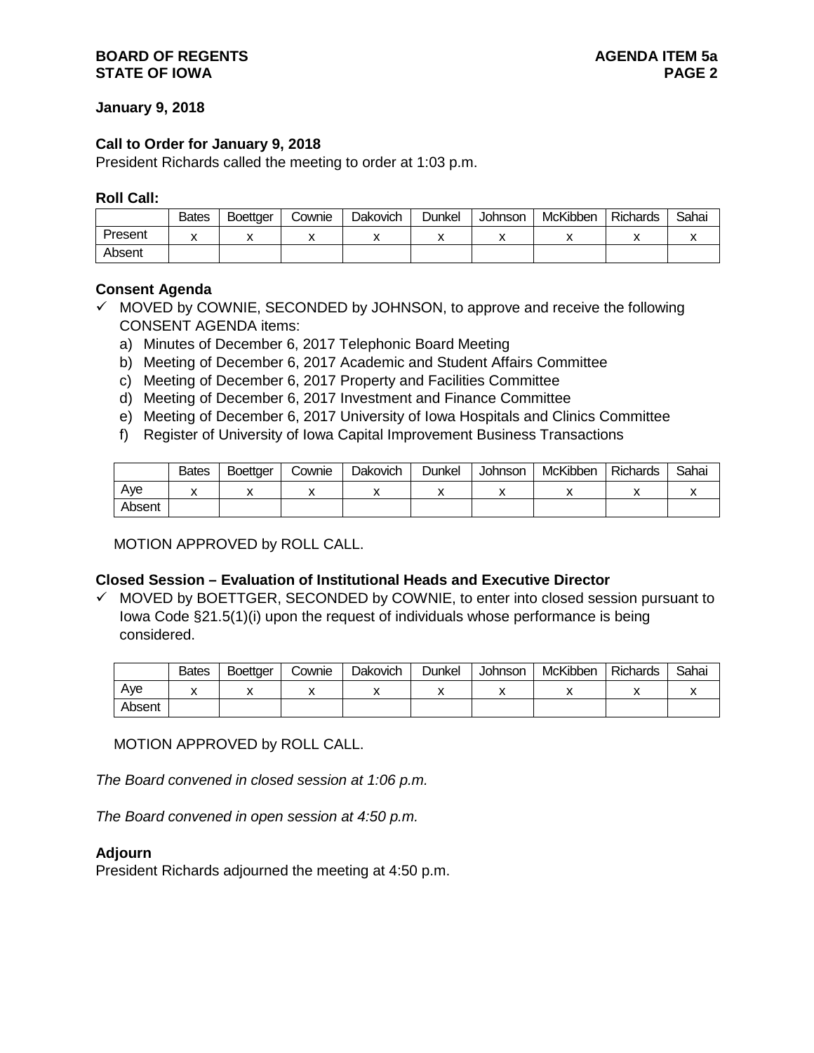**January 9, 2018**

**Call to Order for January 9, 2018**

President Richards called the meeting to order at 1:03 p.m.

**Roll Call:**

| | Bates | Boettger | Cownie | Dakovich | Dunkel | Johnson | McKibben | Richards | Sahai |
|---|---|---|---|---|---|---|---|---|---|
| Present | x | x | x | x | x | x | x | x | x |
| Absent | | | | | | | | | |

**Consent Agenda**

- ✓ MOVED by COWNIE, SECONDED by JOHNSON, to approve and receive the following CONSENT AGENDA items:
  - a) Minutes of December 6, 2017 Telephonic Board Meeting
  - b) Meeting of December 6, 2017 Academic and Student Affairs Committee
  - c) Meeting of December 6, 2017 Property and Facilities Committee
  - d) Meeting of December 6, 2017 Investment and Finance Committee
  - e) Meeting of December 6, 2017 University of Iowa Hospitals and Clinics Committee
  - f) Register of University of Iowa Capital Improvement Business Transactions

| | Bates | Boettger | Cownie | Dakovich | Dunkel | Johnson | McKibben | Richards | Sahai |
|---|---|---|---|---|---|---|---|---|---|
| Aye | x | x | x | x | x | x | x | x | x |
| Absent | | | | | | | | | |

MOTION APPROVED by ROLL CALL.

**Closed Session – Evaluation of Institutional Heads and Executive Director**

- ✓ MOVED by BOETTGER, SECONDED by COWNIE, to enter into closed session pursuant to Iowa Code §21.5(1)(i) upon the request of individuals whose performance is being considered.

| | Bates | Boettger | Cownie | Dakovich | Dunkel | Johnson | McKibben | Richards | Sahai |
|---|---|---|---|---|---|---|---|---|---|
| Aye | x | x | x | x | x | x | x | x | x |
| Absent | | | | | | | | | |

MOTION APPROVED by ROLL CALL.

*The Board convened in closed session at 1:06 p.m.*

*The Board convened in open session at 4:50 p.m.*

**Adjourn**

President Richards adjourned the meeting at 4:50 p.m.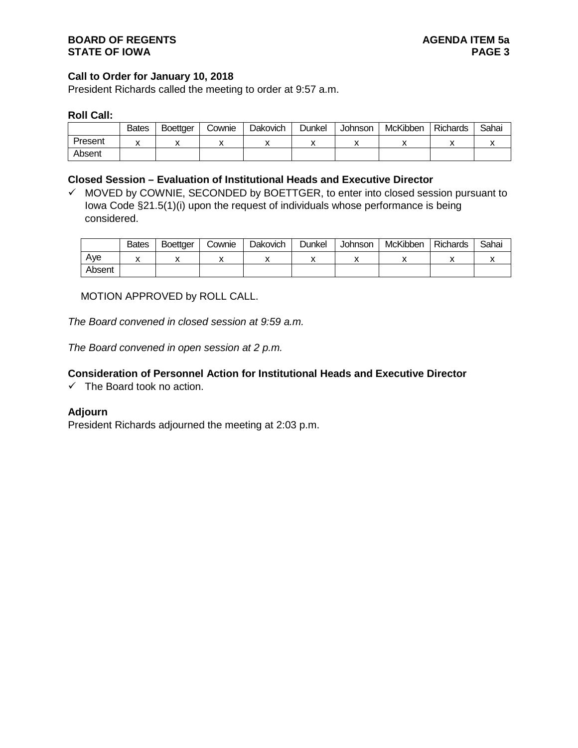**Call to Order for January 10, 2018**

President Richards called the meeting to order at 9:57 a.m.

**Roll Call:**

| | Bates | Boettger | Cownie | Dakovich | Dunkel | Johnson | McKibben | Richards | Sahai |
|---|---|---|---|---|---|---|---|---|---|
| Present | x | x | x | x | x | x | x | x | x |
| Absent | | | | | | | | | |

**Closed Session – Evaluation of Institutional Heads and Executive Director**

✓ MOVED by COWNIE, SECONDED by BOETTGER, to enter into closed session pursuant to Iowa Code §21.5(1)(i) upon the request of individuals whose performance is being considered.

| | Bates | Boettger | Cownie | Dakovich | Dunkel | Johnson | McKibben | Richards | Sahai |
|---|---|---|---|---|---|---|---|---|---|
| Aye | x | x | x | x | x | x | x | x | x |
| Absent | | | | | | | | | |

MOTION APPROVED by ROLL CALL.

*The Board convened in closed session at 9:59 a.m.*

*The Board convened in open session at 2 p.m.*

**Consideration of Personnel Action for Institutional Heads and Executive Director**

✓ The Board took no action.

**Adjourn**

President Richards adjourned the meeting at 2:03 p.m.